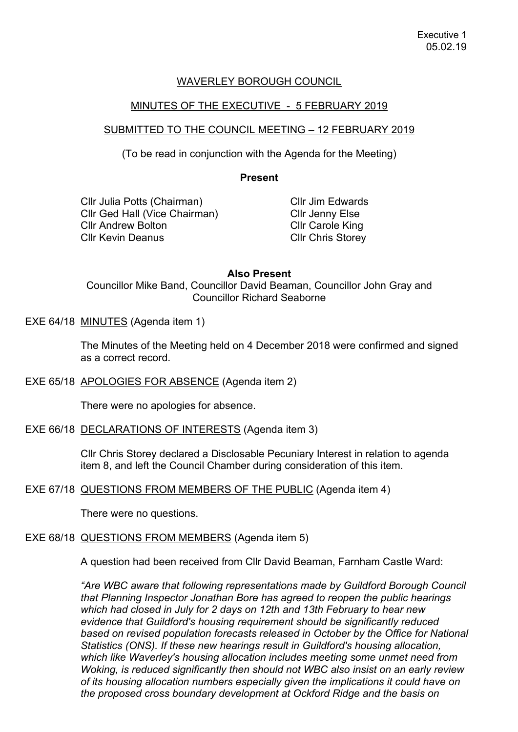Executive 1
05.02.19

WAVERLEY BOROUGH COUNCIL

MINUTES OF THE EXECUTIVE - 5 FEBRUARY 2019

SUBMITTED TO THE COUNCIL MEETING – 12 FEBRUARY 2019

(To be read in conjunction with the Agenda for the Meeting)

**Present**

Cllr Julia Potts (Chairman)
Cllr Ged Hall (Vice Chairman)
Cllr Andrew Bolton
Cllr Kevin Deanus
Cllr Jim Edwards
Cllr Jenny Else
Cllr Carole King
Cllr Chris Storey

**Also Present**

Councillor Mike Band, Councillor David Beaman, Councillor John Gray and Councillor Richard Seaborne

EXE 64/18 MINUTES (Agenda item 1)

The Minutes of the Meeting held on 4 December 2018 were confirmed and signed as a correct record.

EXE 65/18 APOLOGIES FOR ABSENCE (Agenda item 2)

There were no apologies for absence.

EXE 66/18 DECLARATIONS OF INTERESTS (Agenda item 3)

Cllr Chris Storey declared a Disclosable Pecuniary Interest in relation to agenda item 8, and left the Council Chamber during consideration of this item.

EXE 67/18 QUESTIONS FROM MEMBERS OF THE PUBLIC (Agenda item 4)

There were no questions.

EXE 68/18 QUESTIONS FROM MEMBERS (Agenda item 5)

A question had been received from Cllr David Beaman, Farnham Castle Ward:

*"Are WBC aware that following representations made by Guildford Borough Council that Planning Inspector Jonathan Bore has agreed to reopen the public hearings which had closed in July for 2 days on 12th and 13th February to hear new evidence that Guildford's housing requirement should be significantly reduced based on revised population forecasts released in October by the Office for National Statistics (ONS). If these new hearings result in Guildford's housing allocation, which like Waverley's housing allocation includes meeting some unmet need from Woking, is reduced significantly then should not WBC also insist on an early review of its housing allocation numbers especially given the implications it could have on the proposed cross boundary development at Ockford Ridge and the basis on*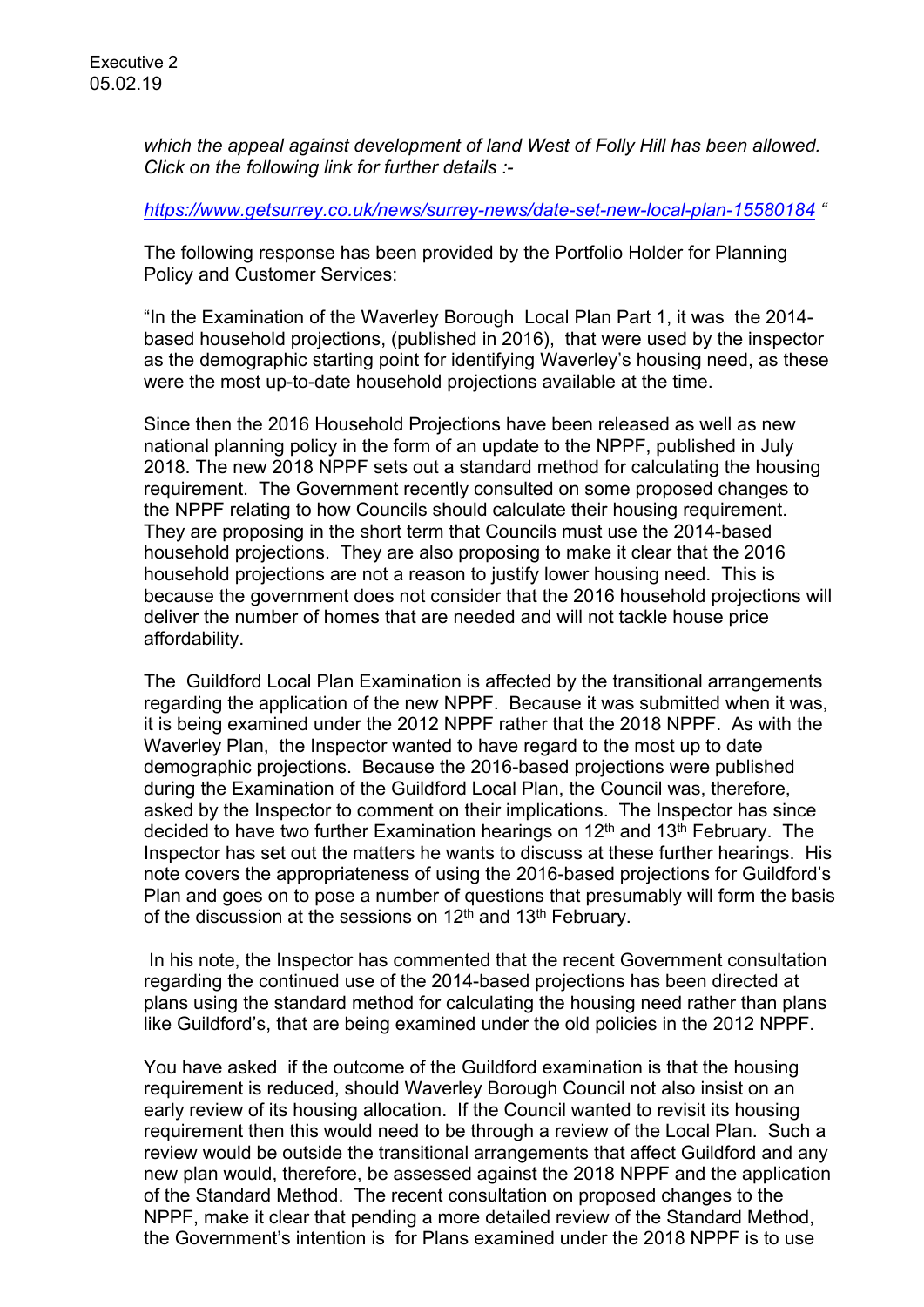*which the appeal against development of land West of Folly Hill has been allowed. Click on the following link for further details :-*

*https://www.getsurrey.co.uk/news/surrey-news/date-set-new-local-plan-15580184* "

The following response has been provided by the Portfolio Holder for Planning Policy and Customer Services:

"In the Examination of the Waverley Borough Local Plan Part 1, it was the 2014-based household projections, (published in 2016), that were used by the inspector as the demographic starting point for identifying Waverley's housing need, as these were the most up-to-date household projections available at the time.

Since then the 2016 Household Projections have been released as well as new national planning policy in the form of an update to the NPPF, published in July 2018. The new 2018 NPPF sets out a standard method for calculating the housing requirement. The Government recently consulted on some proposed changes to the NPPF relating to how Councils should calculate their housing requirement. They are proposing in the short term that Councils must use the 2014-based household projections. They are also proposing to make it clear that the 2016 household projections are not a reason to justify lower housing need. This is because the government does not consider that the 2016 household projections will deliver the number of homes that are needed and will not tackle house price affordability.

The Guildford Local Plan Examination is affected by the transitional arrangements regarding the application of the new NPPF. Because it was submitted when it was, it is being examined under the 2012 NPPF rather that the 2018 NPPF. As with the Waverley Plan, the Inspector wanted to have regard to the most up to date demographic projections. Because the 2016-based projections were published during the Examination of the Guildford Local Plan, the Council was, therefore, asked by the Inspector to comment on their implications. The Inspector has since decided to have two further Examination hearings on 12th and 13th February. The Inspector has set out the matters he wants to discuss at these further hearings. His note covers the appropriateness of using the 2016-based projections for Guildford's Plan and goes on to pose a number of questions that presumably will form the basis of the discussion at the sessions on 12th and 13th February.

In his note, the Inspector has commented that the recent Government consultation regarding the continued use of the 2014-based projections has been directed at plans using the standard method for calculating the housing need rather than plans like Guildford's, that are being examined under the old policies in the 2012 NPPF.

You have asked if the outcome of the Guildford examination is that the housing requirement is reduced, should Waverley Borough Council not also insist on an early review of its housing allocation. If the Council wanted to revisit its housing requirement then this would need to be through a review of the Local Plan. Such a review would be outside the transitional arrangements that affect Guildford and any new plan would, therefore, be assessed against the 2018 NPPF and the application of the Standard Method. The recent consultation on proposed changes to the NPPF, make it clear that pending a more detailed review of the Standard Method, the Government's intention is for Plans examined under the 2018 NPPF is to use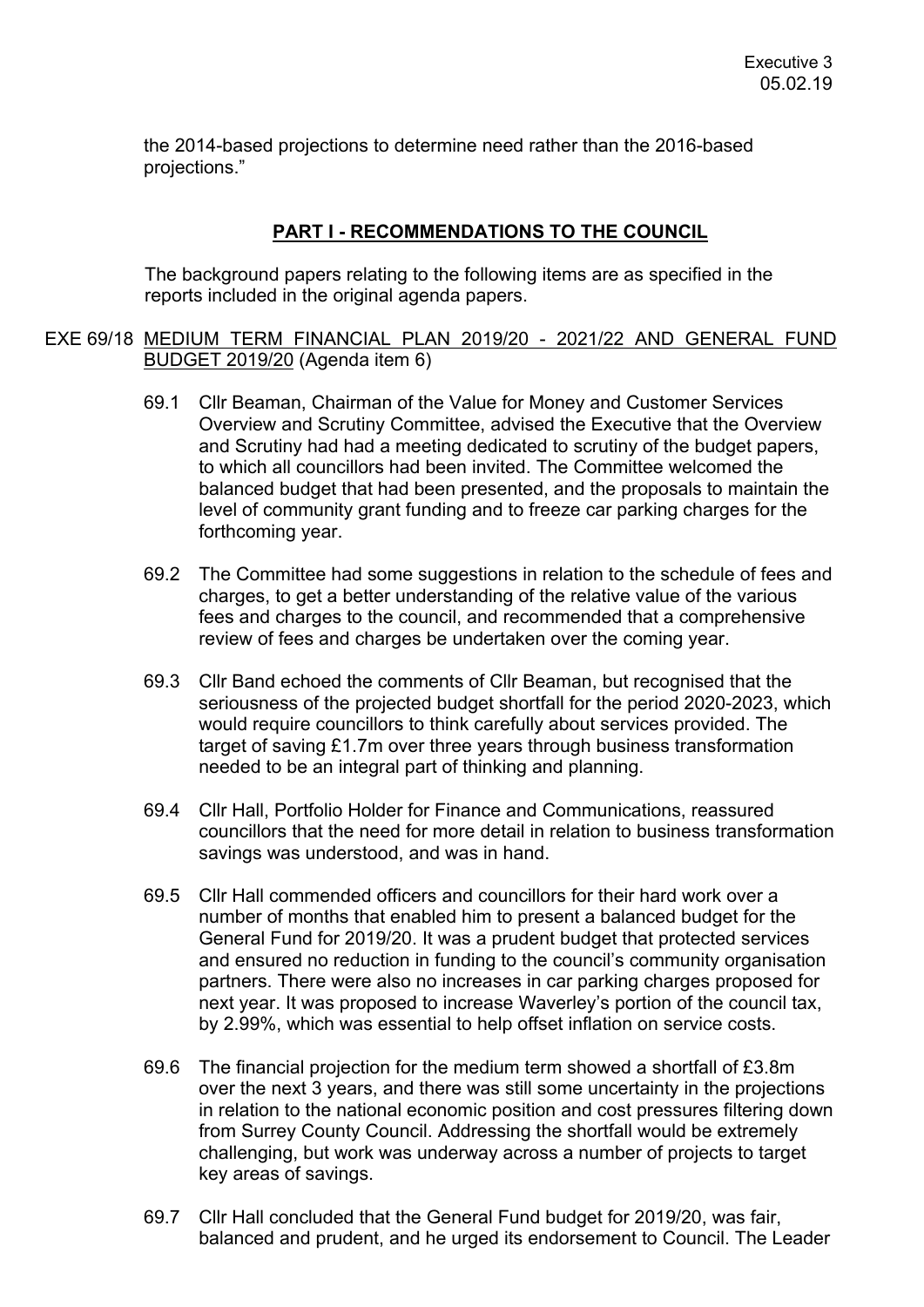the 2014-based projections to determine need rather than the 2016-based projections."

## PART I - RECOMMENDATIONS TO THE COUNCIL

The background papers relating to the following items are as specified in the reports included in the original agenda papers.

EXE 69/18 MEDIUM TERM FINANCIAL PLAN 2019/20 - 2021/22 AND GENERAL FUND BUDGET 2019/20 (Agenda item 6)

69.1 Cllr Beaman, Chairman of the Value for Money and Customer Services Overview and Scrutiny Committee, advised the Executive that the Overview and Scrutiny had had a meeting dedicated to scrutiny of the budget papers, to which all councillors had been invited. The Committee welcomed the balanced budget that had been presented, and the proposals to maintain the level of community grant funding and to freeze car parking charges for the forthcoming year.

69.2 The Committee had some suggestions in relation to the schedule of fees and charges, to get a better understanding of the relative value of the various fees and charges to the council, and recommended that a comprehensive review of fees and charges be undertaken over the coming year.

69.3 Cllr Band echoed the comments of Cllr Beaman, but recognised that the seriousness of the projected budget shortfall for the period 2020-2023, which would require councillors to think carefully about services provided. The target of saving £1.7m over three years through business transformation needed to be an integral part of thinking and planning.

69.4 Cllr Hall, Portfolio Holder for Finance and Communications, reassured councillors that the need for more detail in relation to business transformation savings was understood, and was in hand.

69.5 Cllr Hall commended officers and councillors for their hard work over a number of months that enabled him to present a balanced budget for the General Fund for 2019/20. It was a prudent budget that protected services and ensured no reduction in funding to the council's community organisation partners. There were also no increases in car parking charges proposed for next year. It was proposed to increase Waverley's portion of the council tax, by 2.99%, which was essential to help offset inflation on service costs.

69.6 The financial projection for the medium term showed a shortfall of £3.8m over the next 3 years, and there was still some uncertainty in the projections in relation to the national economic position and cost pressures filtering down from Surrey County Council. Addressing the shortfall would be extremely challenging, but work was underway across a number of projects to target key areas of savings.

69.7 Cllr Hall concluded that the General Fund budget for 2019/20, was fair, balanced and prudent, and he urged its endorsement to Council. The Leader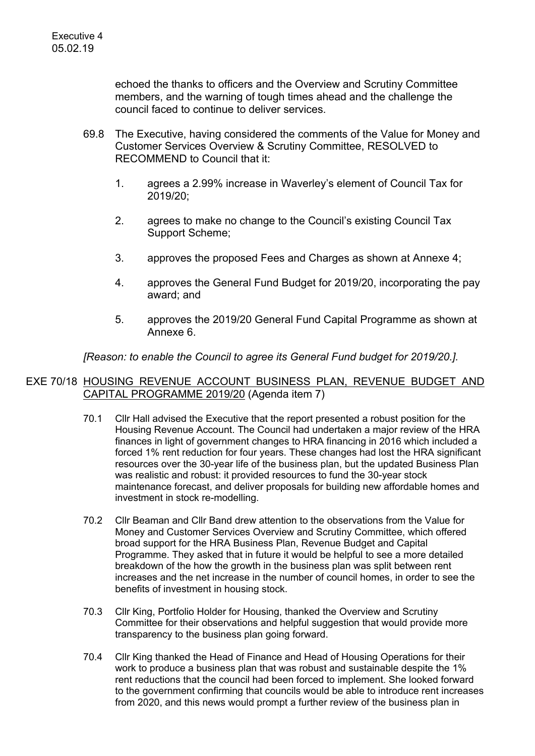echoed the thanks to officers and the Overview and Scrutiny Committee members, and the warning of tough times ahead and the challenge the council faced to continue to deliver services.

69.8 The Executive, having considered the comments of the Value for Money and Customer Services Overview & Scrutiny Committee, RESOLVED to RECOMMEND to Council that it:

1. agrees a 2.99% increase in Waverley's element of Council Tax for 2019/20;
2. agrees to make no change to the Council's existing Council Tax Support Scheme;
3. approves the proposed Fees and Charges as shown at Annexe 4;
4. approves the General Fund Budget for 2019/20, incorporating the pay award; and
5. approves the 2019/20 General Fund Capital Programme as shown at Annexe 6.

*[Reason: to enable the Council to agree its General Fund budget for 2019/20.].*

## EXE 70/18 HOUSING REVENUE ACCOUNT BUSINESS PLAN, REVENUE BUDGET AND CAPITAL PROGRAMME 2019/20 (Agenda item 7)

70.1 Cllr Hall advised the Executive that the report presented a robust position for the Housing Revenue Account. The Council had undertaken a major review of the HRA finances in light of government changes to HRA financing in 2016 which included a forced 1% rent reduction for four years. These changes had lost the HRA significant resources over the 30-year life of the business plan, but the updated Business Plan was realistic and robust: it provided resources to fund the 30-year stock maintenance forecast, and deliver proposals for building new affordable homes and investment in stock re-modelling.

70.2 Cllr Beaman and Cllr Band drew attention to the observations from the Value for Money and Customer Services Overview and Scrutiny Committee, which offered broad support for the HRA Business Plan, Revenue Budget and Capital Programme. They asked that in future it would be helpful to see a more detailed breakdown of the how the growth in the business plan was split between rent increases and the net increase in the number of council homes, in order to see the benefits of investment in housing stock.

70.3 Cllr King, Portfolio Holder for Housing, thanked the Overview and Scrutiny Committee for their observations and helpful suggestion that would provide more transparency to the business plan going forward.

70.4 Cllr King thanked the Head of Finance and Head of Housing Operations for their work to produce a business plan that was robust and sustainable despite the 1% rent reductions that the council had been forced to implement. She looked forward to the government confirming that councils would be able to introduce rent increases from 2020, and this news would prompt a further review of the business plan in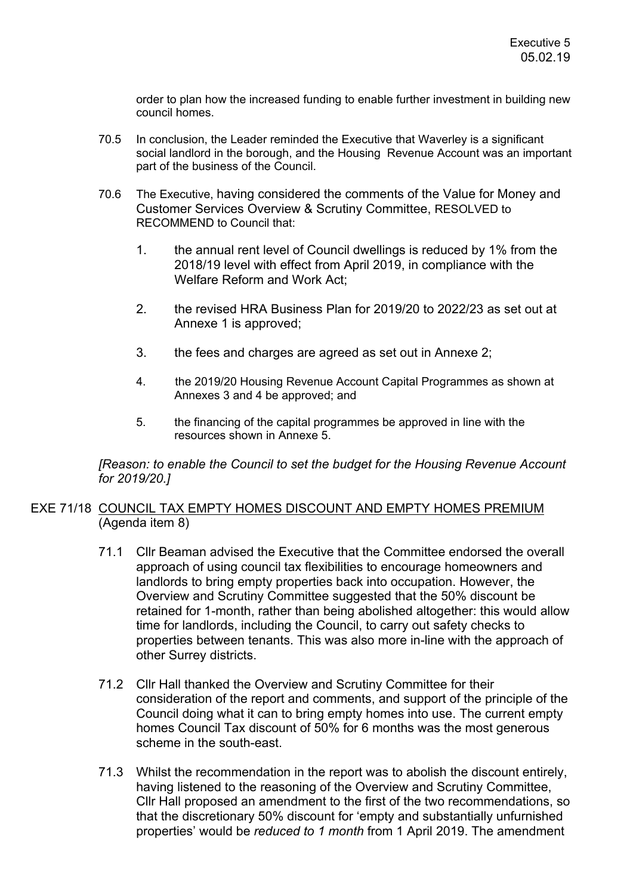order to plan how the increased funding to enable further investment in building new council homes.

70.5 In conclusion, the Leader reminded the Executive that Waverley is a significant social landlord in the borough, and the Housing Revenue Account was an important part of the business of the Council.

70.6 The Executive, having considered the comments of the Value for Money and Customer Services Overview & Scrutiny Committee, RESOLVED to RECOMMEND to Council that:

1. the annual rent level of Council dwellings is reduced by 1% from the 2018/19 level with effect from April 2019, in compliance with the Welfare Reform and Work Act;

2. the revised HRA Business Plan for 2019/20 to 2022/23 as set out at Annexe 1 is approved;

3. the fees and charges are agreed as set out in Annexe 2;

4. the 2019/20 Housing Revenue Account Capital Programmes as shown at Annexes 3 and 4 be approved; and

5. the financing of the capital programmes be approved in line with the resources shown in Annexe 5.

*[Reason: to enable the Council to set the budget for the Housing Revenue Account for 2019/20.]*

## EXE 71/18 COUNCIL TAX EMPTY HOMES DISCOUNT AND EMPTY HOMES PREMIUM (Agenda item 8)

71.1 Cllr Beaman advised the Executive that the Committee endorsed the overall approach of using council tax flexibilities to encourage homeowners and landlords to bring empty properties back into occupation. However, the Overview and Scrutiny Committee suggested that the 50% discount be retained for 1-month, rather than being abolished altogether: this would allow time for landlords, including the Council, to carry out safety checks to properties between tenants. This was also more in-line with the approach of other Surrey districts.

71.2 Cllr Hall thanked the Overview and Scrutiny Committee for their consideration of the report and comments, and support of the principle of the Council doing what it can to bring empty homes into use. The current empty homes Council Tax discount of 50% for 6 months was the most generous scheme in the south-east.

71.3 Whilst the recommendation in the report was to abolish the discount entirely, having listened to the reasoning of the Overview and Scrutiny Committee, Cllr Hall proposed an amendment to the first of the two recommendations, so that the discretionary 50% discount for 'empty and substantially unfurnished properties' would be *reduced to 1 month* from 1 April 2019. The amendment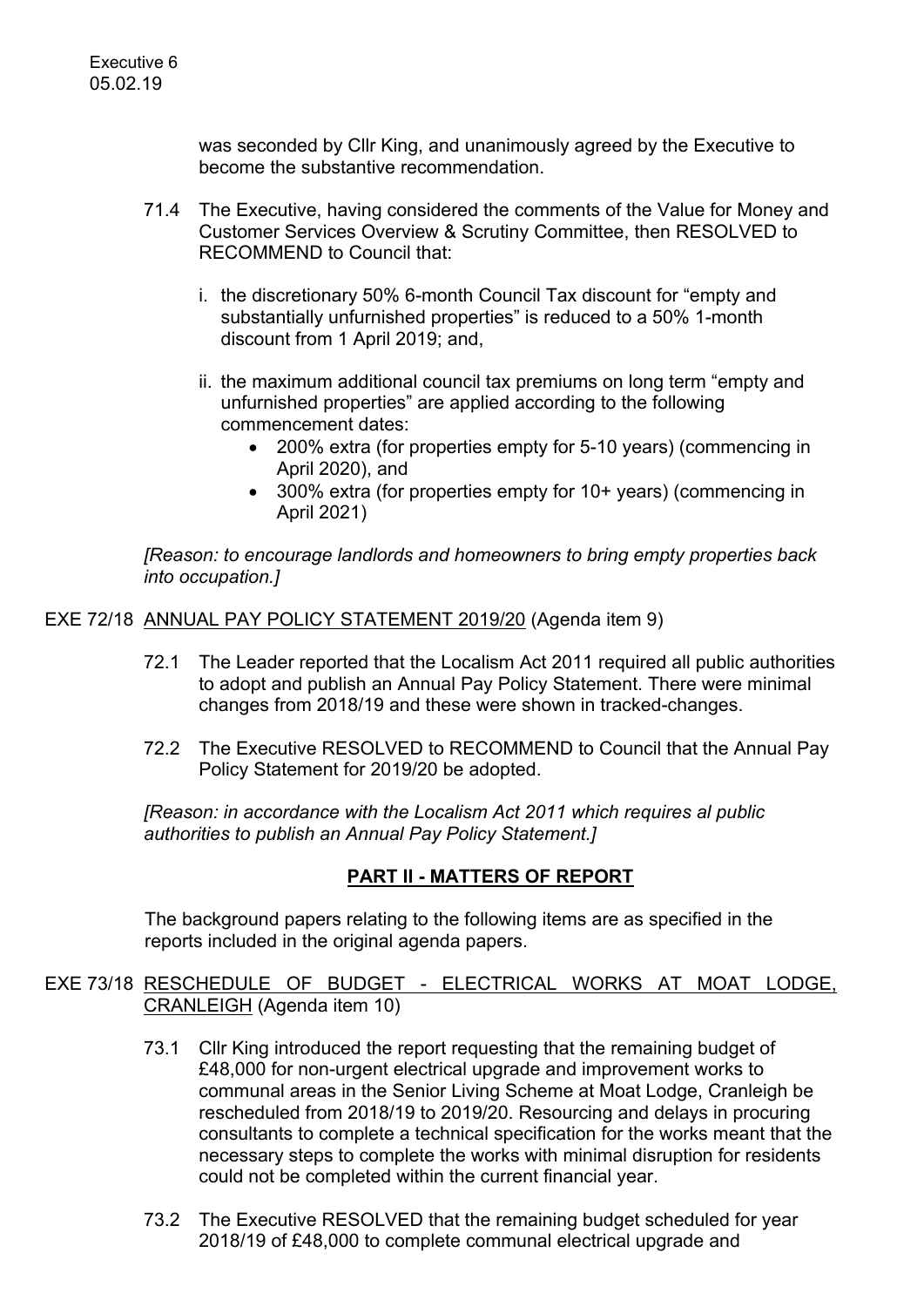was seconded by Cllr King, and unanimously agreed by the Executive to become the substantive recommendation.

71.4 The Executive, having considered the comments of the Value for Money and Customer Services Overview & Scrutiny Committee, then RESOLVED to RECOMMEND to Council that:

i. the discretionary 50% 6-month Council Tax discount for "empty and substantially unfurnished properties" is reduced to a 50% 1-month discount from 1 April 2019; and,

ii. the maximum additional council tax premiums on long term "empty and unfurnished properties" are applied according to the following commencement dates:
   - 200% extra (for properties empty for 5-10 years) (commencing in April 2020), and
   - 300% extra (for properties empty for 10+ years) (commencing in April 2021)

*[Reason: to encourage landlords and homeowners to bring empty properties back into occupation.]*

EXE 72/18 ANNUAL PAY POLICY STATEMENT 2019/20 (Agenda item 9)

72.1 The Leader reported that the Localism Act 2011 required all public authorities to adopt and publish an Annual Pay Policy Statement. There were minimal changes from 2018/19 and these were shown in tracked-changes.

72.2 The Executive RESOLVED to RECOMMEND to Council that the Annual Pay Policy Statement for 2019/20 be adopted.

*[Reason: in accordance with the Localism Act 2011 which requires al public authorities to publish an Annual Pay Policy Statement.]*

## PART II - MATTERS OF REPORT

The background papers relating to the following items are as specified in the reports included in the original agenda papers.

EXE 73/18 RESCHEDULE OF BUDGET - ELECTRICAL WORKS AT MOAT LODGE, CRANLEIGH (Agenda item 10)

73.1 Cllr King introduced the report requesting that the remaining budget of £48,000 for non-urgent electrical upgrade and improvement works to communal areas in the Senior Living Scheme at Moat Lodge, Cranleigh be rescheduled from 2018/19 to 2019/20. Resourcing and delays in procuring consultants to complete a technical specification for the works meant that the necessary steps to complete the works with minimal disruption for residents could not be completed within the current financial year.

73.2 The Executive RESOLVED that the remaining budget scheduled for year 2018/19 of £48,000 to complete communal electrical upgrade and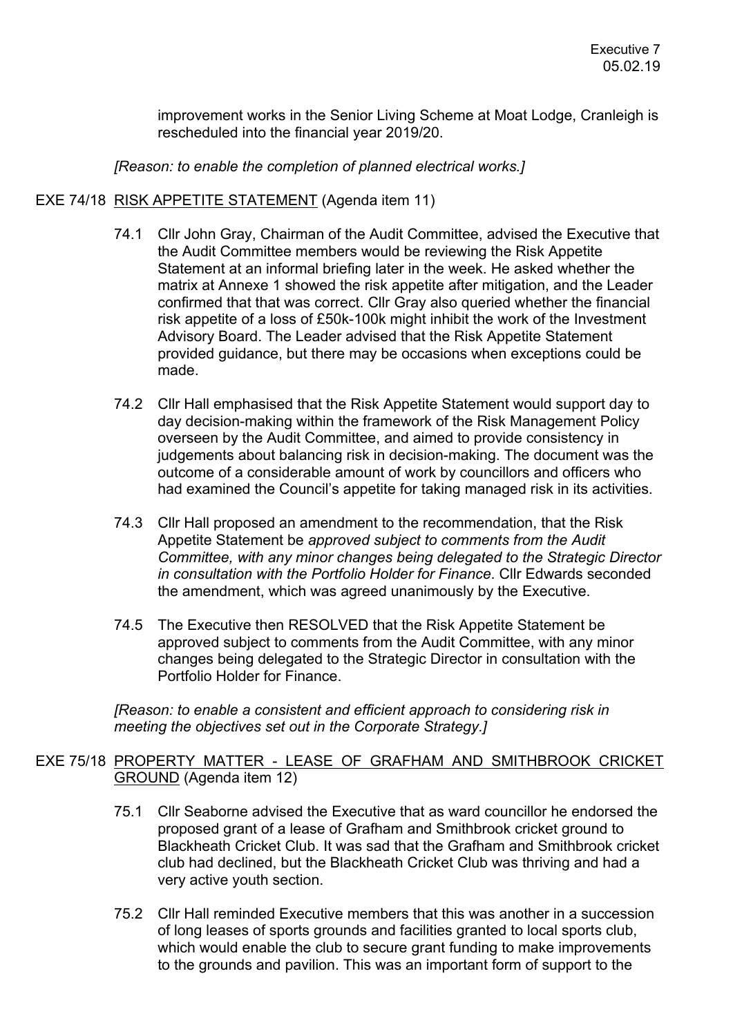improvement works in the Senior Living Scheme at Moat Lodge, Cranleigh is rescheduled into the financial year 2019/20.

*[Reason: to enable the completion of planned electrical works.]*

EXE 74/18 <u>RISK APPETITE STATEMENT</u> (Agenda item 11)

74.1 Cllr John Gray, Chairman of the Audit Committee, advised the Executive that the Audit Committee members would be reviewing the Risk Appetite Statement at an informal briefing later in the week. He asked whether the matrix at Annexe 1 showed the risk appetite after mitigation, and the Leader confirmed that that was correct. Cllr Gray also queried whether the financial risk appetite of a loss of £50k-100k might inhibit the work of the Investment Advisory Board. The Leader advised that the Risk Appetite Statement provided guidance, but there may be occasions when exceptions could be made.

74.2 Cllr Hall emphasised that the Risk Appetite Statement would support day to day decision-making within the framework of the Risk Management Policy overseen by the Audit Committee, and aimed to provide consistency in judgements about balancing risk in decision-making. The document was the outcome of a considerable amount of work by councillors and officers who had examined the Council's appetite for taking managed risk in its activities.

74.3 Cllr Hall proposed an amendment to the recommendation, that the Risk Appetite Statement be *approved subject to comments from the Audit Committee, with any minor changes being delegated to the Strategic Director in consultation with the Portfolio Holder for Finance.* Cllr Edwards seconded the amendment, which was agreed unanimously by the Executive.

74.5 The Executive then RESOLVED that the Risk Appetite Statement be approved subject to comments from the Audit Committee, with any minor changes being delegated to the Strategic Director in consultation with the Portfolio Holder for Finance.

*[Reason: to enable a consistent and efficient approach to considering risk in meeting the objectives set out in the Corporate Strategy.]*

EXE 75/18 <u>PROPERTY MATTER - LEASE OF GRAFHAM AND SMITHBROOK CRICKET GROUND</u> (Agenda item 12)

75.1 Cllr Seaborne advised the Executive that as ward councillor he endorsed the proposed grant of a lease of Grafham and Smithbrook cricket ground to Blackheath Cricket Club. It was sad that the Grafham and Smithbrook cricket club had declined, but the Blackheath Cricket Club was thriving and had a very active youth section.

75.2 Cllr Hall reminded Executive members that this was another in a succession of long leases of sports grounds and facilities granted to local sports club, which would enable the club to secure grant funding to make improvements to the grounds and pavilion. This was an important form of support to the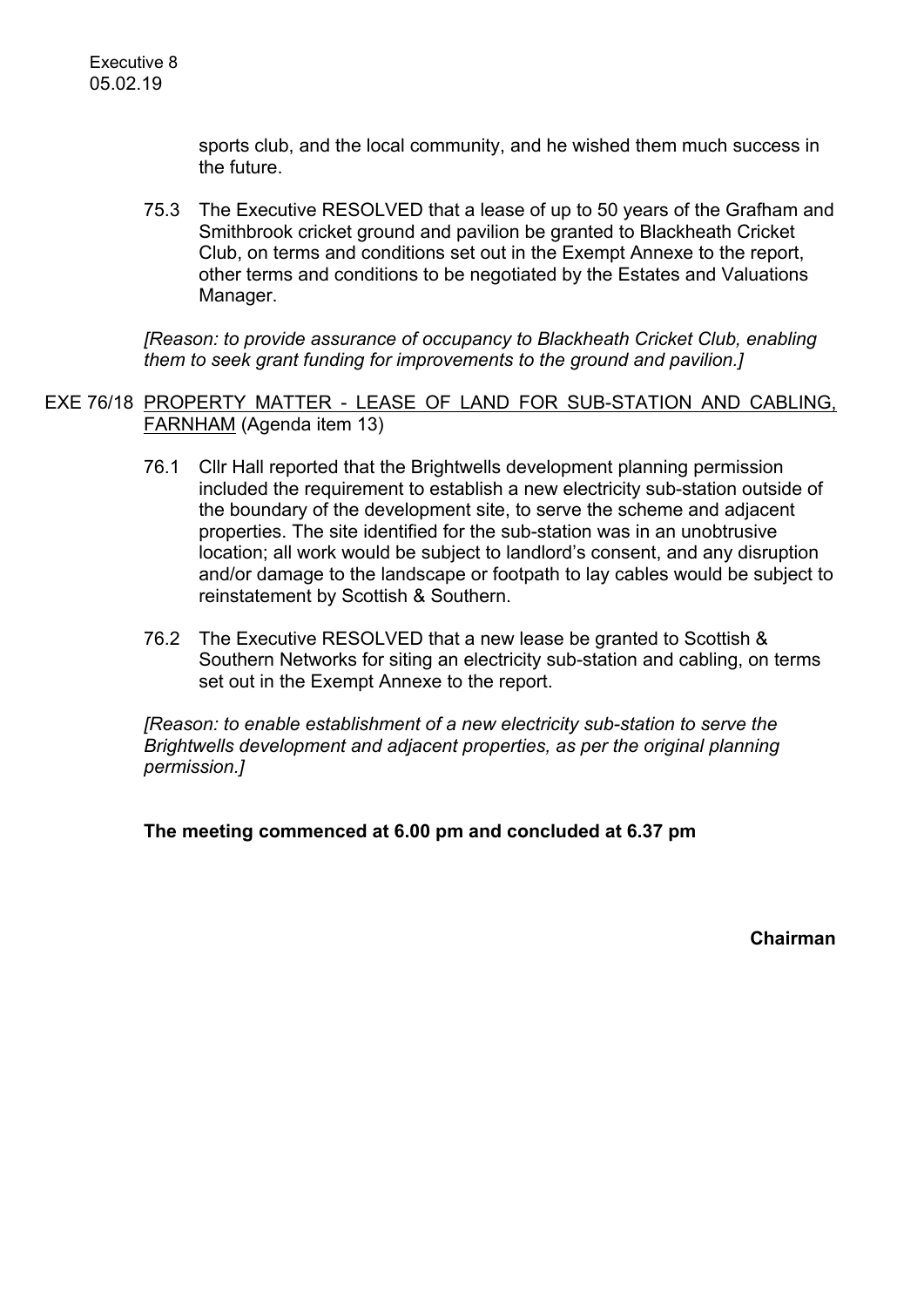sports club, and the local community, and he wished them much success in the future.

75.3 The Executive RESOLVED that a lease of up to 50 years of the Grafham and Smithbrook cricket ground and pavilion be granted to Blackheath Cricket Club, on terms and conditions set out in the Exempt Annexe to the report, other terms and conditions to be negotiated by the Estates and Valuations Manager.

*[Reason: to provide assurance of occupancy to Blackheath Cricket Club, enabling them to seek grant funding for improvements to the ground and pavilion.]*

EXE 76/18 PROPERTY MATTER - LEASE OF LAND FOR SUB-STATION AND CABLING, FARNHAM (Agenda item 13)

76.1 Cllr Hall reported that the Brightwells development planning permission included the requirement to establish a new electricity sub-station outside of the boundary of the development site, to serve the scheme and adjacent properties. The site identified for the sub-station was in an unobtrusive location; all work would be subject to landlord's consent, and any disruption and/or damage to the landscape or footpath to lay cables would be subject to reinstatement by Scottish & Southern.

76.2 The Executive RESOLVED that a new lease be granted to Scottish & Southern Networks for siting an electricity sub-station and cabling, on terms set out in the Exempt Annexe to the report.

*[Reason: to enable establishment of a new electricity sub-station to serve the Brightwells development and adjacent properties, as per the original planning permission.]*

**The meeting commenced at 6.00 pm and concluded at 6.37 pm**

**Chairman**